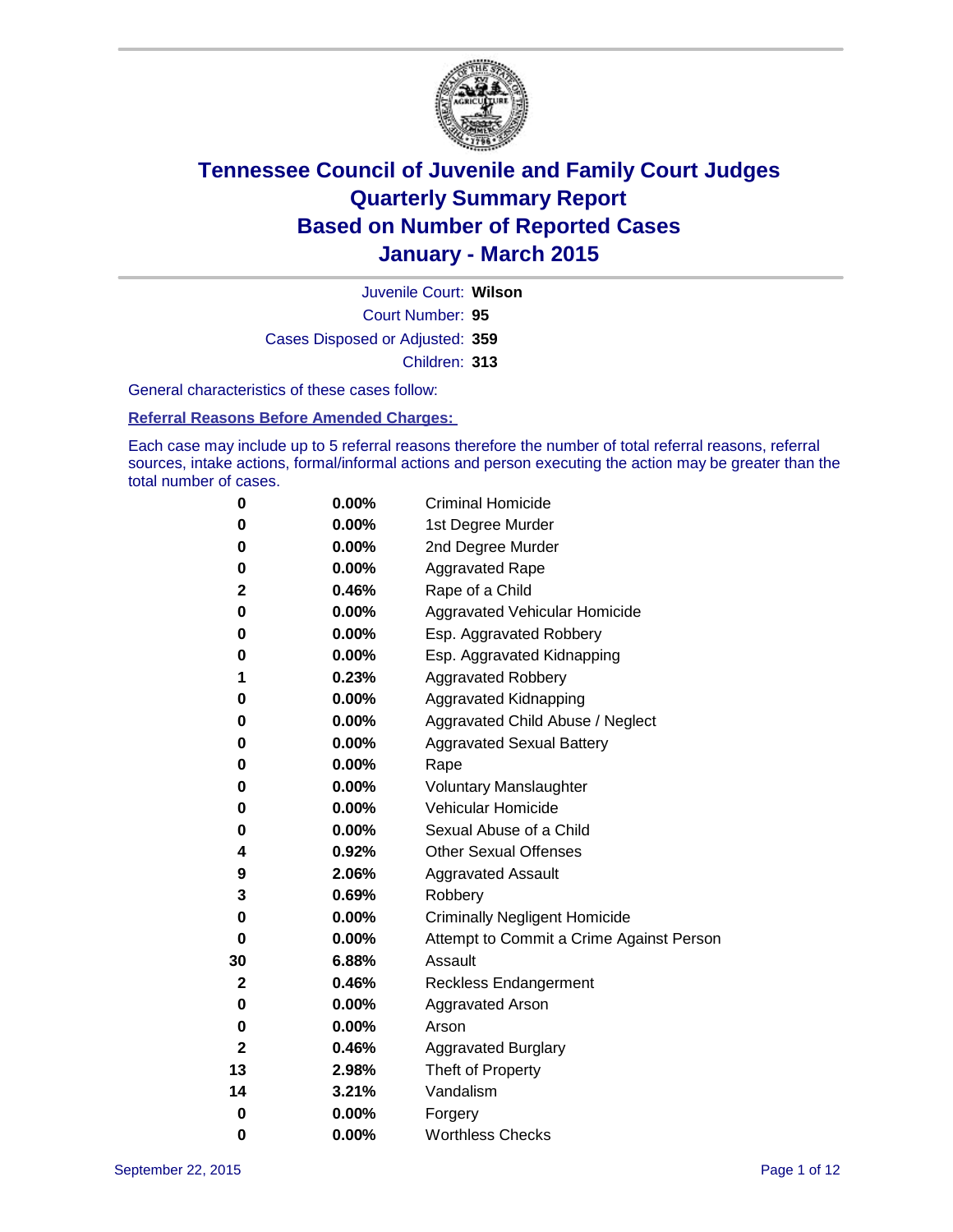# Tennessee Council of Juvenile and Family Court Judges
# Quarterly Summary Report
# Based on Number of Reported Cases
# January - March 2015

Juvenile Court: **Wilson**

Court Number: **95**

Cases Disposed or Adjusted: **359**

Children: **313**

General characteristics of these cases follow:

**Referral Reasons Before Amended Charges:**

Each case may include up to 5 referral reasons therefore the number of total referral reasons, referral sources, intake actions, formal/informal actions and person executing the action may be greater than the total number of cases.

| | | |
|---|---|---|
| **0** | **0.00%** | Criminal Homicide |
| **0** | **0.00%** | 1st Degree Murder |
| **0** | **0.00%** | 2nd Degree Murder |
| **0** | **0.00%** | Aggravated Rape |
| **2** | **0.46%** | Rape of a Child |
| **0** | **0.00%** | Aggravated Vehicular Homicide |
| **0** | **0.00%** | Esp. Aggravated Robbery |
| **0** | **0.00%** | Esp. Aggravated Kidnapping |
| **1** | **0.23%** | Aggravated Robbery |
| **0** | **0.00%** | Aggravated Kidnapping |
| **0** | **0.00%** | Aggravated Child Abuse / Neglect |
| **0** | **0.00%** | Aggravated Sexual Battery |
| **0** | **0.00%** | Rape |
| **0** | **0.00%** | Voluntary Manslaughter |
| **0** | **0.00%** | Vehicular Homicide |
| **0** | **0.00%** | Sexual Abuse of a Child |
| **4** | **0.92%** | Other Sexual Offenses |
| **9** | **2.06%** | Aggravated Assault |
| **3** | **0.69%** | Robbery |
| **0** | **0.00%** | Criminally Negligent Homicide |
| **0** | **0.00%** | Attempt to Commit a Crime Against Person |
| **30** | **6.88%** | Assault |
| **2** | **0.46%** | Reckless Endangerment |
| **0** | **0.00%** | Aggravated Arson |
| **0** | **0.00%** | Arson |
| **2** | **0.46%** | Aggravated Burglary |
| **13** | **2.98%** | Theft of Property |
| **14** | **3.21%** | Vandalism |
| **0** | **0.00%** | Forgery |
| **0** | **0.00%** | Worthless Checks |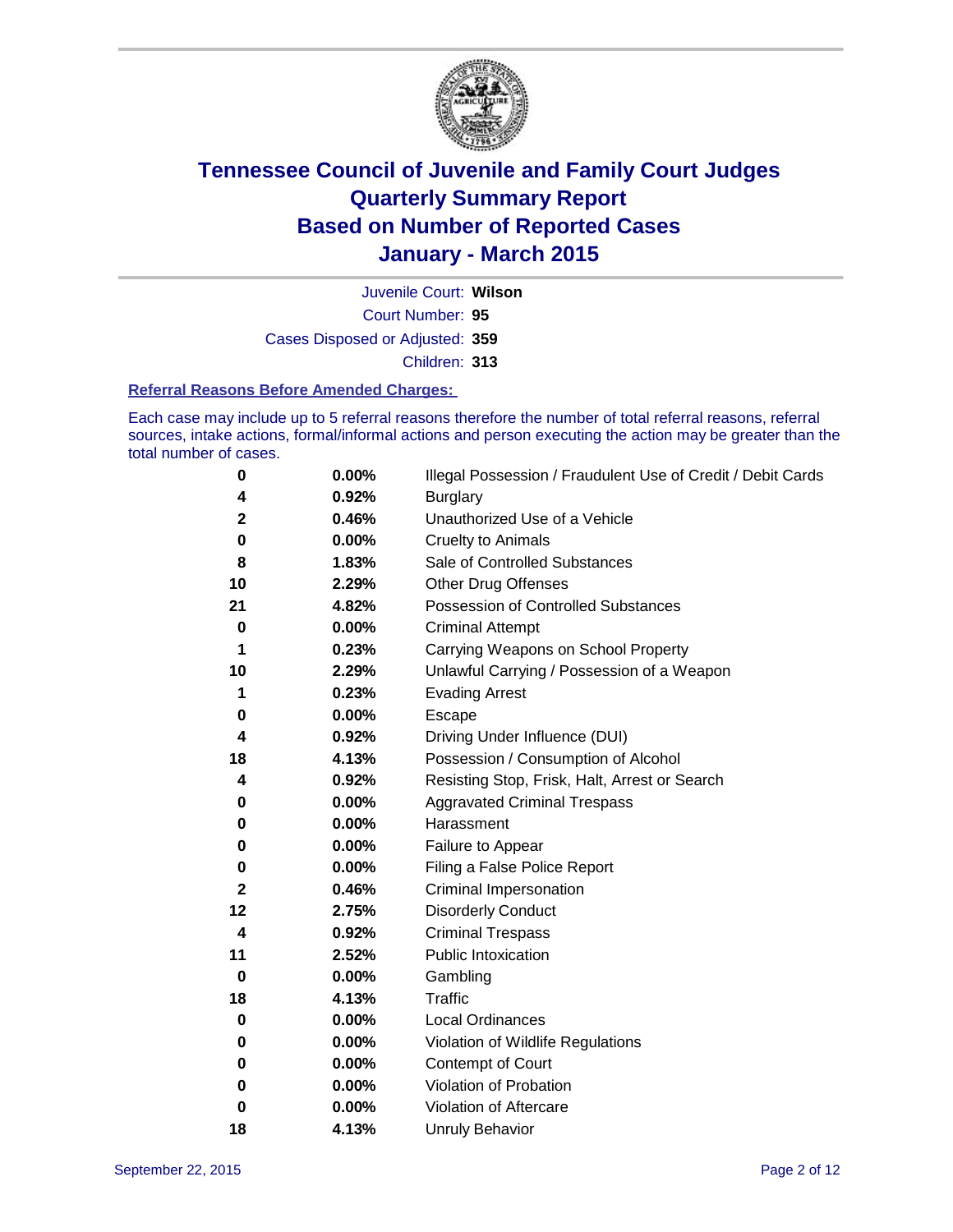# Tennessee Council of Juvenile and Family Court Judges
# Quarterly Summary Report
# Based on Number of Reported Cases
# January - March 2015

Juvenile Court: **Wilson**
Court Number: **95**
Cases Disposed or Adjusted: **359**
Children: **313**

### Referral Reasons Before Amended Charges:

Each case may include up to 5 referral reasons therefore the number of total referral reasons, referral sources, intake actions, formal/informal actions and person executing the action may be greater than the total number of cases.

| Count | Percent | Referral Reason |
|---|---|---|
| 0 | 0.00% | Illegal Possession / Fraudulent Use of Credit / Debit Cards |
| 4 | 0.92% | Burglary |
| 2 | 0.46% | Unauthorized Use of a Vehicle |
| 0 | 0.00% | Cruelty to Animals |
| 8 | 1.83% | Sale of Controlled Substances |
| 10 | 2.29% | Other Drug Offenses |
| 21 | 4.82% | Possession of Controlled Substances |
| 0 | 0.00% | Criminal Attempt |
| 1 | 0.23% | Carrying Weapons on School Property |
| 10 | 2.29% | Unlawful Carrying / Possession of a Weapon |
| 1 | 0.23% | Evading Arrest |
| 0 | 0.00% | Escape |
| 4 | 0.92% | Driving Under Influence (DUI) |
| 18 | 4.13% | Possession / Consumption of Alcohol |
| 4 | 0.92% | Resisting Stop, Frisk, Halt, Arrest or Search |
| 0 | 0.00% | Aggravated Criminal Trespass |
| 0 | 0.00% | Harassment |
| 0 | 0.00% | Failure to Appear |
| 0 | 0.00% | Filing a False Police Report |
| 2 | 0.46% | Criminal Impersonation |
| 12 | 2.75% | Disorderly Conduct |
| 4 | 0.92% | Criminal Trespass |
| 11 | 2.52% | Public Intoxication |
| 0 | 0.00% | Gambling |
| 18 | 4.13% | Traffic |
| 0 | 0.00% | Local Ordinances |
| 0 | 0.00% | Violation of Wildlife Regulations |
| 0 | 0.00% | Contempt of Court |
| 0 | 0.00% | Violation of Probation |
| 0 | 0.00% | Violation of Aftercare |
| 18 | 4.13% | Unruly Behavior |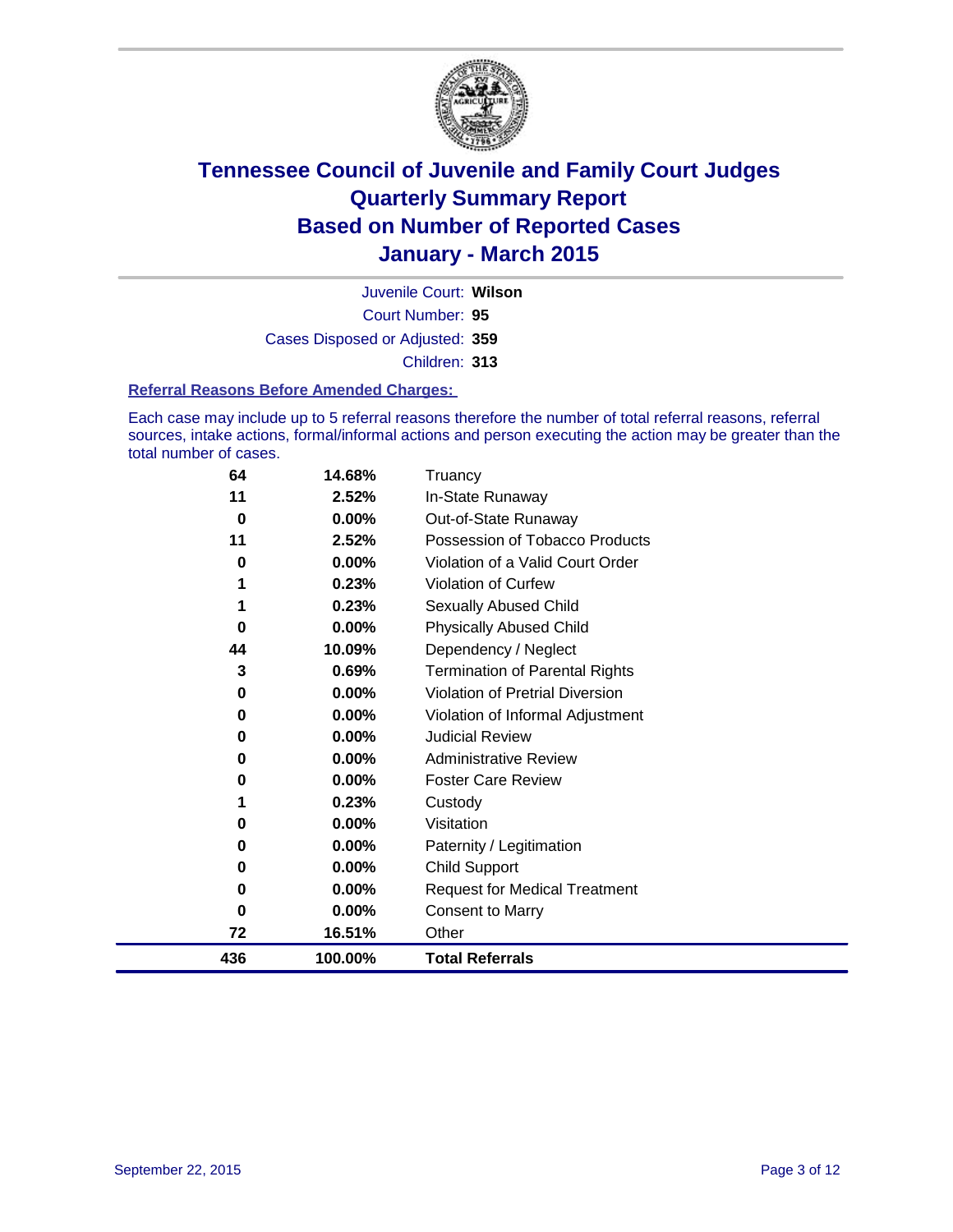# Tennessee Council of Juvenile and Family Court Judges
## Quarterly Summary Report
## Based on Number of Reported Cases
## January - March 2015

Juvenile Court: **Wilson**

Court Number: **95**

Cases Disposed or Adjusted: **359**

Children: **313**

### Referral Reasons Before Amended Charges:

Each case may include up to 5 referral reasons therefore the number of total referral reasons, referral sources, intake actions, formal/informal actions and person executing the action may be greater than the total number of cases.

| Count | Percent | Referral Reason |
|---|---|---|
| 64 | 14.68% | Truancy |
| 11 | 2.52% | In-State Runaway |
| 0 | 0.00% | Out-of-State Runaway |
| 11 | 2.52% | Possession of Tobacco Products |
| 0 | 0.00% | Violation of a Valid Court Order |
| 1 | 0.23% | Violation of Curfew |
| 1 | 0.23% | Sexually Abused Child |
| 0 | 0.00% | Physically Abused Child |
| 44 | 10.09% | Dependency / Neglect |
| 3 | 0.69% | Termination of Parental Rights |
| 0 | 0.00% | Violation of Pretrial Diversion |
| 0 | 0.00% | Violation of Informal Adjustment |
| 0 | 0.00% | Judicial Review |
| 0 | 0.00% | Administrative Review |
| 0 | 0.00% | Foster Care Review |
| 1 | 0.23% | Custody |
| 0 | 0.00% | Visitation |
| 0 | 0.00% | Paternity / Legitimation |
| 0 | 0.00% | Child Support |
| 0 | 0.00% | Request for Medical Treatment |
| 0 | 0.00% | Consent to Marry |
| 72 | 16.51% | Other |
| **436** | **100.00%** | **Total Referrals** |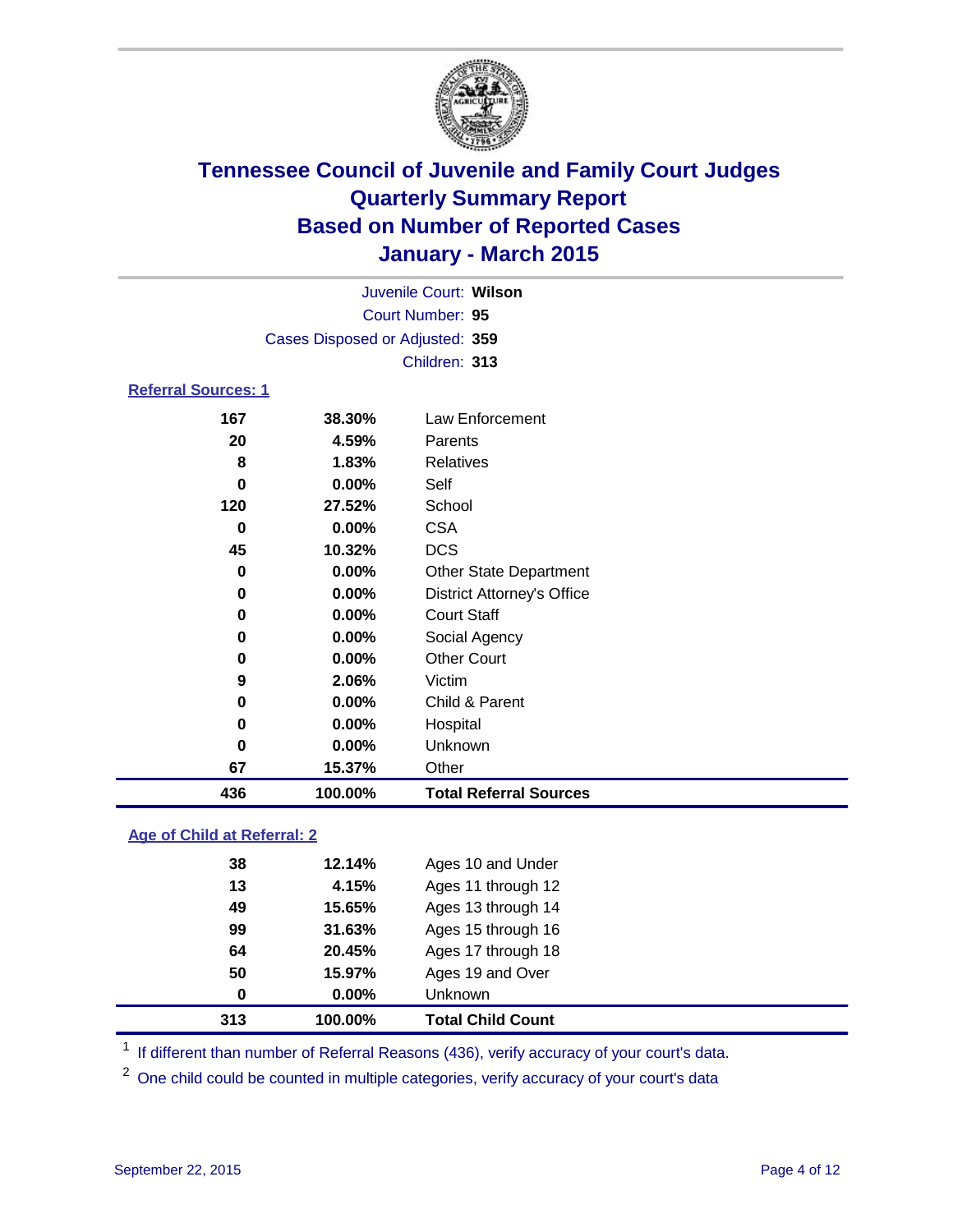# Tennessee Council of Juvenile and Family Court Judges
## Quarterly Summary Report
## Based on Number of Reported Cases
## January - March 2015

Juvenile Court: **Wilson**
Court Number: **95**
Cases Disposed or Adjusted: **359**
Children: **313**

### Referral Sources: 1

| | | |
|---|---|---|
| **167** | **38.30%** | Law Enforcement |
| **20** | **4.59%** | Parents |
| **8** | **1.83%** | Relatives |
| **0** | **0.00%** | Self |
| **120** | **27.52%** | School |
| **0** | **0.00%** | CSA |
| **45** | **10.32%** | DCS |
| **0** | **0.00%** | Other State Department |
| **0** | **0.00%** | District Attorney's Office |
| **0** | **0.00%** | Court Staff |
| **0** | **0.00%** | Social Agency |
| **0** | **0.00%** | Other Court |
| **9** | **2.06%** | Victim |
| **0** | **0.00%** | Child & Parent |
| **0** | **0.00%** | Hospital |
| **0** | **0.00%** | Unknown |
| **67** | **15.37%** | Other |
| **436** | **100.00%** | **Total Referral Sources** |

### Age of Child at Referral: 2

| | | |
|---|---|---|
| **38** | **12.14%** | Ages 10 and Under |
| **13** | **4.15%** | Ages 11 through 12 |
| **49** | **15.65%** | Ages 13 through 14 |
| **99** | **31.63%** | Ages 15 through 16 |
| **64** | **20.45%** | Ages 17 through 18 |
| **50** | **15.97%** | Ages 19 and Over |
| **0** | **0.00%** | Unknown |
| **313** | **100.00%** | **Total Child Count** |

[1] If different than number of Referral Reasons (436), verify accuracy of your court's data.

[2] One child could be counted in multiple categories, verify accuracy of your court's data

September 22, 2015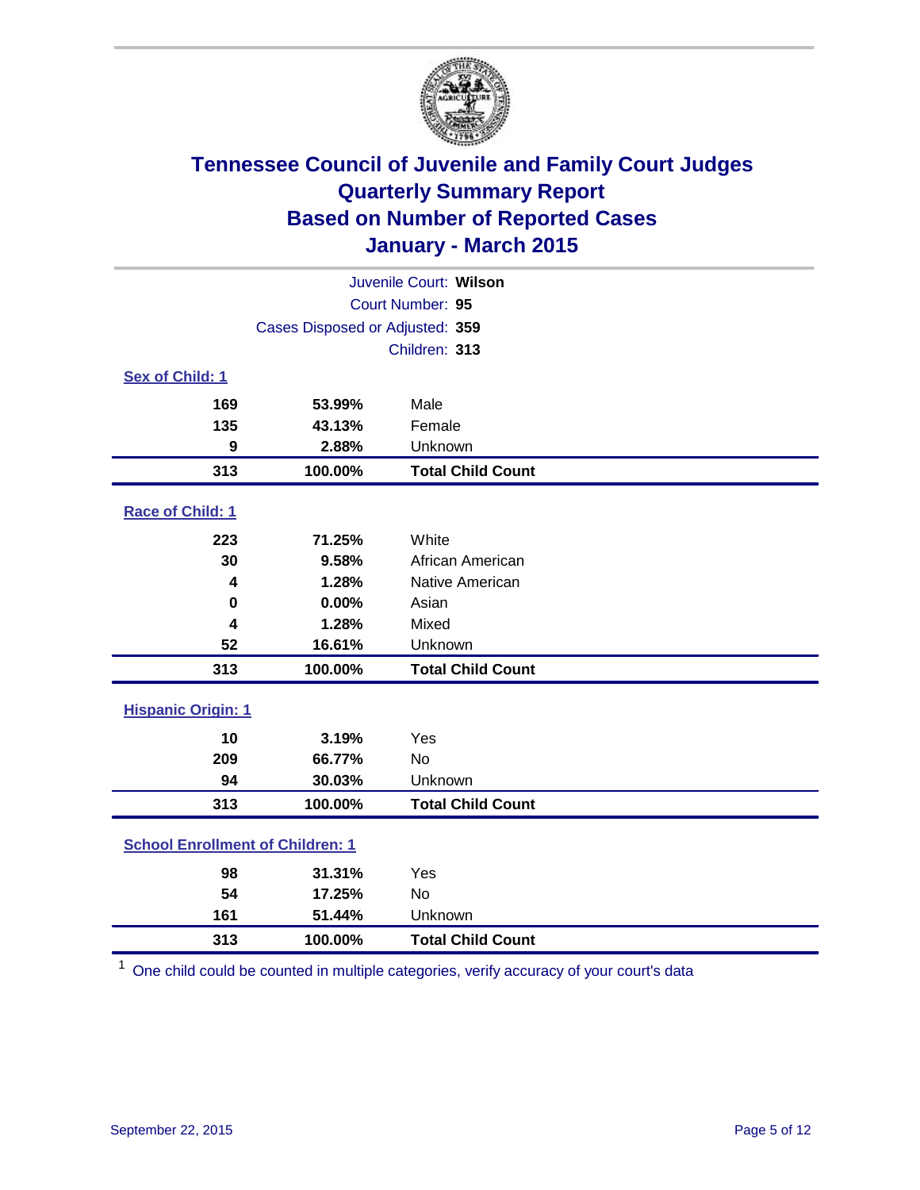# Tennessee Council of Juvenile and Family Court Judges
## Quarterly Summary Report
## Based on Number of Reported Cases
## January - March 2015

Juvenile Court: **Wilson**

Court Number: **95**

Cases Disposed or Adjusted: **359**

Children: **313**

### Sex of Child: 1

| Count | Percent | Category |
|---|---|---|
| 169 | 53.99% | Male |
| 135 | 43.13% | Female |
| 9 | 2.88% | Unknown |
| **313** | **100.00%** | **Total Child Count** |

### Race of Child: 1

| Count | Percent | Category |
|---|---|---|
| 223 | 71.25% | White |
| 30 | 9.58% | African American |
| 4 | 1.28% | Native American |
| 0 | 0.00% | Asian |
| 4 | 1.28% | Mixed |
| 52 | 16.61% | Unknown |
| **313** | **100.00%** | **Total Child Count** |

### Hispanic Origin: 1

| Count | Percent | Category |
|---|---|---|
| 10 | 3.19% | Yes |
| 209 | 66.77% | No |
| 94 | 30.03% | Unknown |
| **313** | **100.00%** | **Total Child Count** |

### School Enrollment of Children: 1

| Count | Percent | Category |
|---|---|---|
| 98 | 31.31% | Yes |
| 54 | 17.25% | No |
| 161 | 51.44% | Unknown |
| **313** | **100.00%** | **Total Child Count** |

[1] One child could be counted in multiple categories, verify accuracy of your court's data

September 22, 2015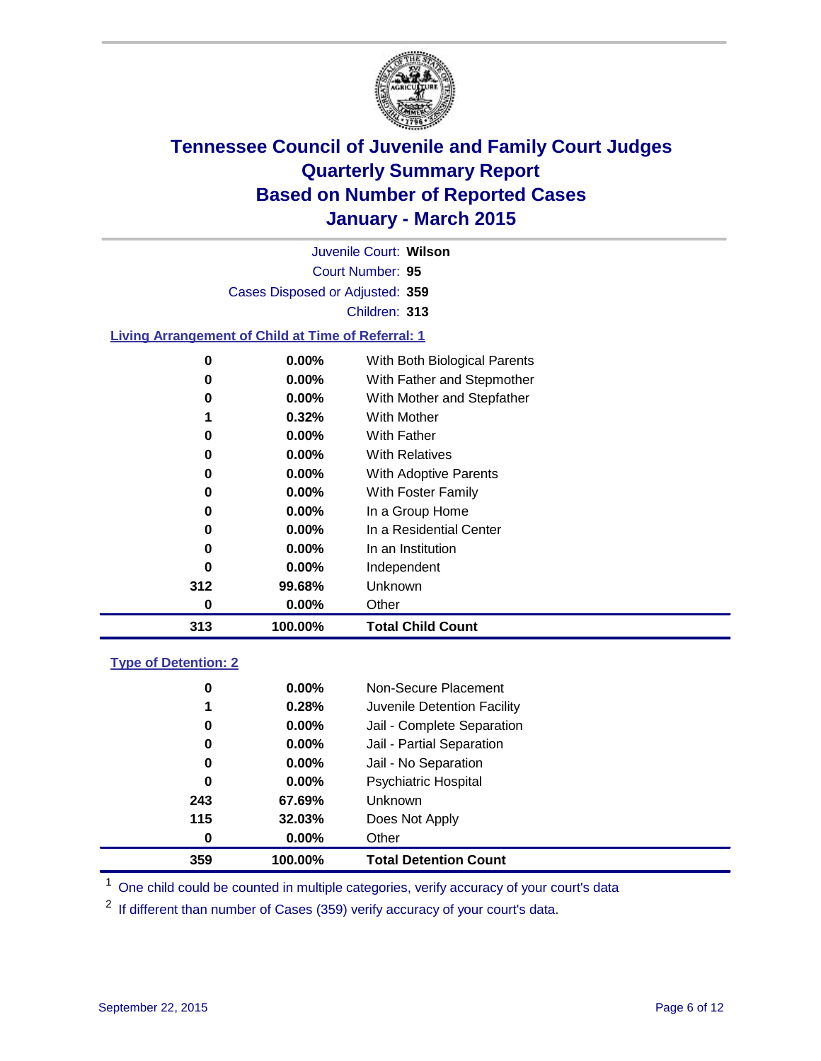# Tennessee Council of Juvenile and Family Court Judges
# Quarterly Summary Report
# Based on Number of Reported Cases
# January - March 2015

Juvenile Court: **Wilson**

Court Number: **95**

Cases Disposed or Adjusted: **359**

Children: **313**

### Living Arrangement of Child at Time of Referral: 1

| Count | Percent | Category |
|---|---|---|
| 0 | 0.00% | With Both Biological Parents |
| 0 | 0.00% | With Father and Stepmother |
| 0 | 0.00% | With Mother and Stepfather |
| 1 | 0.32% | With Mother |
| 0 | 0.00% | With Father |
| 0 | 0.00% | With Relatives |
| 0 | 0.00% | With Adoptive Parents |
| 0 | 0.00% | With Foster Family |
| 0 | 0.00% | In a Group Home |
| 0 | 0.00% | In a Residential Center |
| 0 | 0.00% | In an Institution |
| 0 | 0.00% | Independent |
| 312 | 99.68% | Unknown |
| 0 | 0.00% | Other |
| **313** | **100.00%** | **Total Child Count** |

### Type of Detention: 2

| Count | Percent | Category |
|---|---|---|
| 0 | 0.00% | Non-Secure Placement |
| 1 | 0.28% | Juvenile Detention Facility |
| 0 | 0.00% | Jail - Complete Separation |
| 0 | 0.00% | Jail - Partial Separation |
| 0 | 0.00% | Jail - No Separation |
| 0 | 0.00% | Psychiatric Hospital |
| 243 | 67.69% | Unknown |
| 115 | 32.03% | Does Not Apply |
| 0 | 0.00% | Other |
| **359** | **100.00%** | **Total Detention Count** |

[1] One child could be counted in multiple categories, verify accuracy of your court's data

[2] If different than number of Cases (359) verify accuracy of your court's data.

September 22, 2015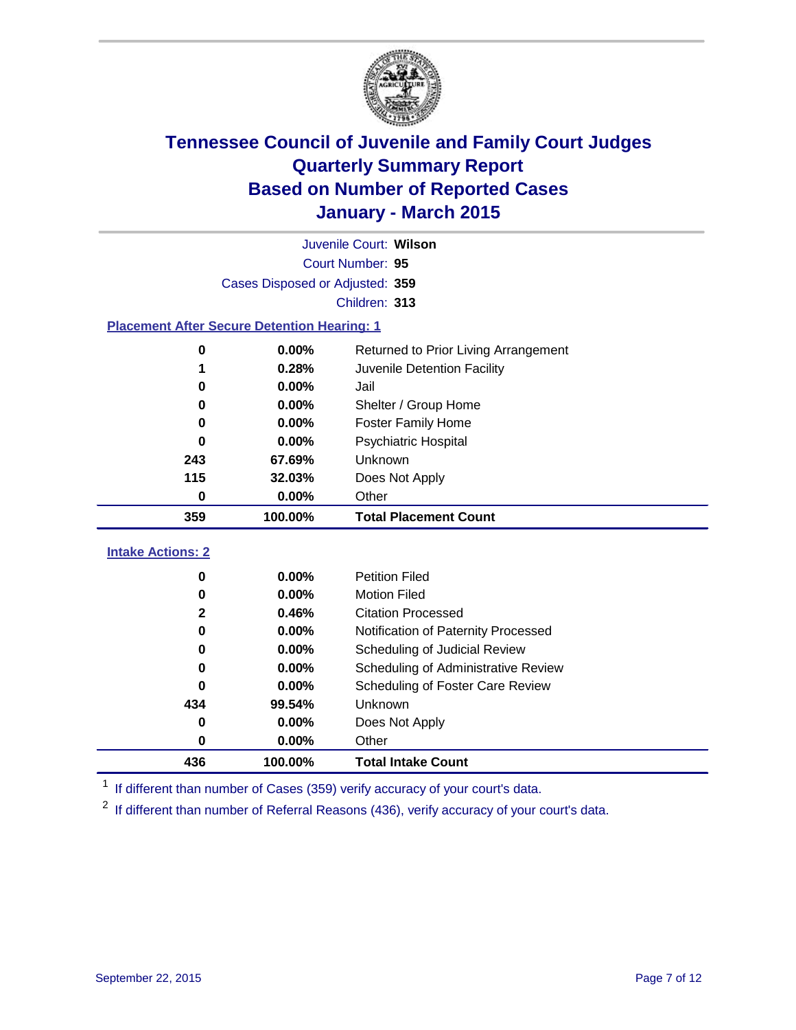# Tennessee Council of Juvenile and Family Court Judges
# Quarterly Summary Report
# Based on Number of Reported Cases
# January - March 2015

Juvenile Court: **Wilson**

Court Number: **95**

Cases Disposed or Adjusted: **359**

Children: **313**

### Placement After Secure Detention Hearing: 1

| Count | Percent | Placement |
|---|---|---|
| 0 | 0.00% | Returned to Prior Living Arrangement |
| 1 | 0.28% | Juvenile Detention Facility |
| 0 | 0.00% | Jail |
| 0 | 0.00% | Shelter / Group Home |
| 0 | 0.00% | Foster Family Home |
| 0 | 0.00% | Psychiatric Hospital |
| 243 | 67.69% | Unknown |
| 115 | 32.03% | Does Not Apply |
| 0 | 0.00% | Other |
| **359** | **100.00%** | **Total Placement Count** |

### Intake Actions: 2

| Count | Percent | Intake Action |
|---|---|---|
| 0 | 0.00% | Petition Filed |
| 0 | 0.00% | Motion Filed |
| 2 | 0.46% | Citation Processed |
| 0 | 0.00% | Notification of Paternity Processed |
| 0 | 0.00% | Scheduling of Judicial Review |
| 0 | 0.00% | Scheduling of Administrative Review |
| 0 | 0.00% | Scheduling of Foster Care Review |
| 434 | 99.54% | Unknown |
| 0 | 0.00% | Does Not Apply |
| 0 | 0.00% | Other |
| **436** | **100.00%** | **Total Intake Count** |

[1] If different than number of Cases (359) verify accuracy of your court's data.

[2] If different than number of Referral Reasons (436), verify accuracy of your court's data.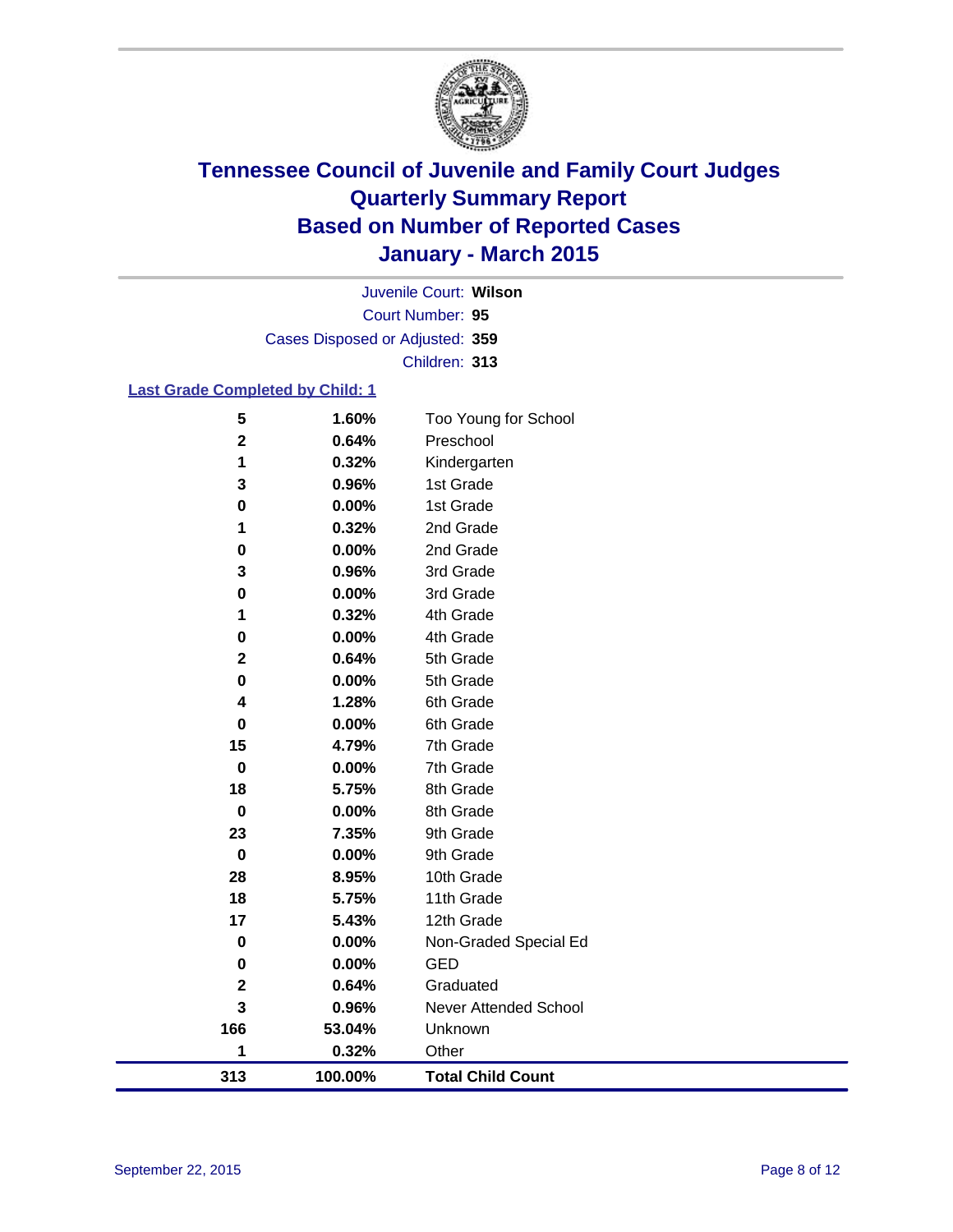# Tennessee Council of Juvenile and Family Court Judges
# Quarterly Summary Report
# Based on Number of Reported Cases
# January - March 2015

Juvenile Court: **Wilson**
Court Number: **95**
Cases Disposed or Adjusted: **359**
Children: **313**

**Last Grade Completed by Child: 1**

| Count | Percent | Grade |
|---|---|---|
| 5 | 1.60% | Too Young for School |
| 2 | 0.64% | Preschool |
| 1 | 0.32% | Kindergarten |
| 3 | 0.96% | 1st Grade |
| 0 | 0.00% | 1st Grade |
| 1 | 0.32% | 2nd Grade |
| 0 | 0.00% | 2nd Grade |
| 3 | 0.96% | 3rd Grade |
| 0 | 0.00% | 3rd Grade |
| 1 | 0.32% | 4th Grade |
| 0 | 0.00% | 4th Grade |
| 2 | 0.64% | 5th Grade |
| 0 | 0.00% | 5th Grade |
| 4 | 1.28% | 6th Grade |
| 0 | 0.00% | 6th Grade |
| 15 | 4.79% | 7th Grade |
| 0 | 0.00% | 7th Grade |
| 18 | 5.75% | 8th Grade |
| 0 | 0.00% | 8th Grade |
| 23 | 7.35% | 9th Grade |
| 0 | 0.00% | 9th Grade |
| 28 | 8.95% | 10th Grade |
| 18 | 5.75% | 11th Grade |
| 17 | 5.43% | 12th Grade |
| 0 | 0.00% | Non-Graded Special Ed |
| 0 | 0.00% | GED |
| 2 | 0.64% | Graduated |
| 3 | 0.96% | Never Attended School |
| 166 | 53.04% | Unknown |
| 1 | 0.32% | Other |
| **313** | **100.00%** | **Total Child Count** |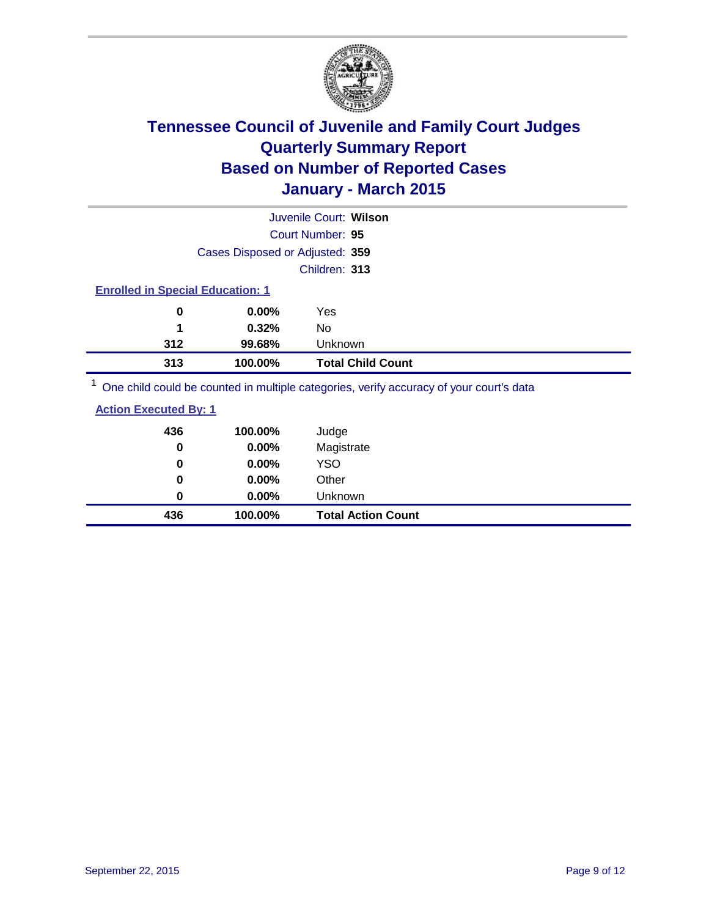# Tennessee Council of Juvenile and Family Court Judges
# Quarterly Summary Report
# Based on Number of Reported Cases
# January - March 2015

Juvenile Court: **Wilson**

Court Number: **95**

Cases Disposed or Adjusted: **359**

Children: **313**

**Enrolled in Special Education: 1**

| Count | Percent | Category |
|---|---|---|
| 0 | 0.00% | Yes |
| 1 | 0.32% | No |
| 312 | 99.68% | Unknown |
| **313** | **100.00%** | **Total Child Count** |

[1] One child could be counted in multiple categories, verify accuracy of your court's data

**Action Executed By: 1**

| Count | Percent | Category |
|---|---|---|
| 436 | 100.00% | Judge |
| 0 | 0.00% | Magistrate |
| 0 | 0.00% | YSO |
| 0 | 0.00% | Other |
| 0 | 0.00% | Unknown |
| **436** | **100.00%** | **Total Action Count** |

September 22, 2015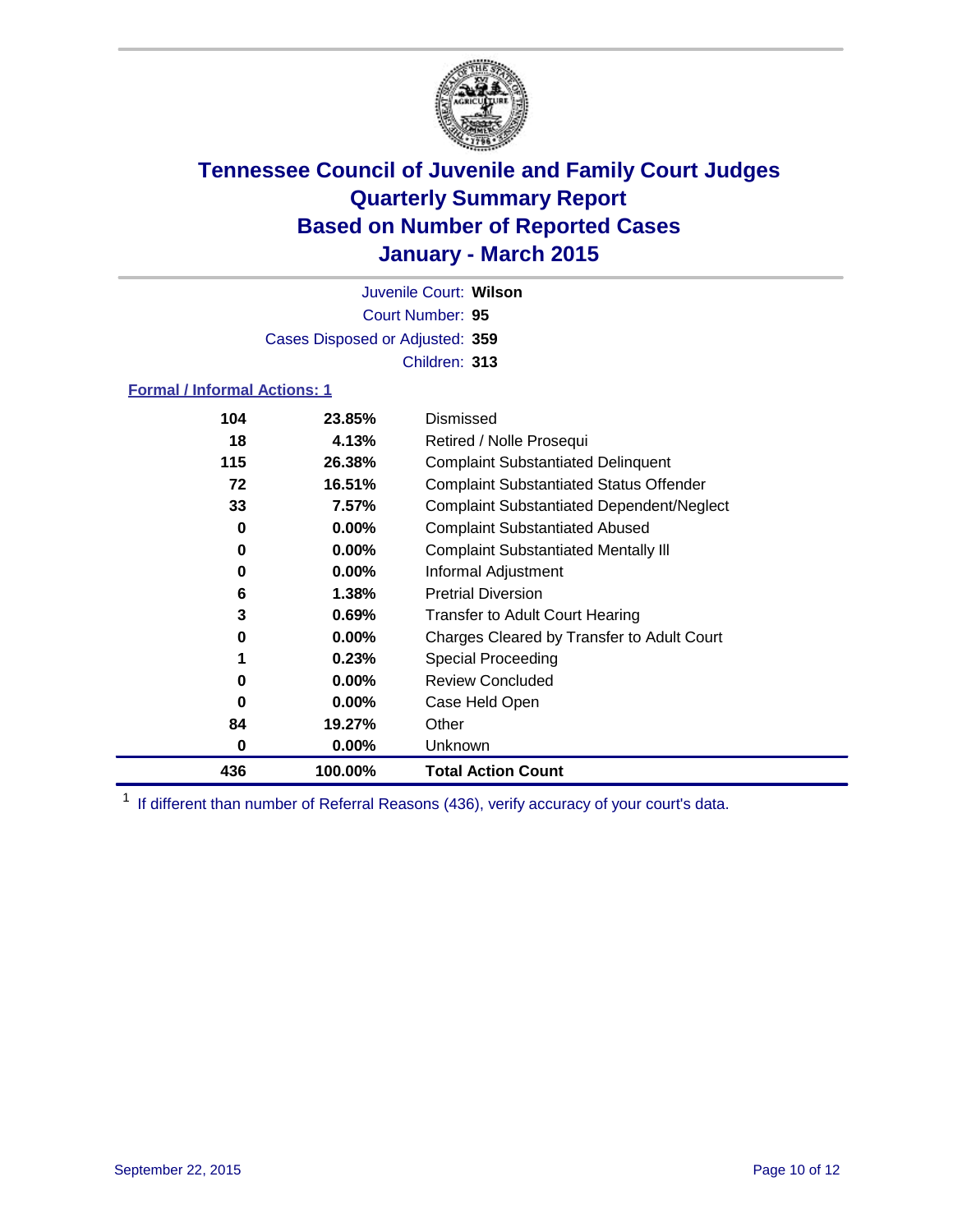# Tennessee Council of Juvenile and Family Court Judges
## Quarterly Summary Report
## Based on Number of Reported Cases
## January - March 2015

Juvenile Court: **Wilson**
Court Number: **95**
Cases Disposed or Adjusted: **359**
Children: **313**

### Formal / Informal Actions: 1

| Count | Percent | Action |
|---|---|---|
| 104 | 23.85% | Dismissed |
| 18 | 4.13% | Retired / Nolle Prosequi |
| 115 | 26.38% | Complaint Substantiated Delinquent |
| 72 | 16.51% | Complaint Substantiated Status Offender |
| 33 | 7.57% | Complaint Substantiated Dependent/Neglect |
| 0 | 0.00% | Complaint Substantiated Abused |
| 0 | 0.00% | Complaint Substantiated Mentally Ill |
| 0 | 0.00% | Informal Adjustment |
| 6 | 1.38% | Pretrial Diversion |
| 3 | 0.69% | Transfer to Adult Court Hearing |
| 0 | 0.00% | Charges Cleared by Transfer to Adult Court |
| 1 | 0.23% | Special Proceeding |
| 0 | 0.00% | Review Concluded |
| 0 | 0.00% | Case Held Open |
| 84 | 19.27% | Other |
| 0 | 0.00% | Unknown |
| **436** | **100.00%** | **Total Action Count** |

[1] If different than number of Referral Reasons (436), verify accuracy of your court's data.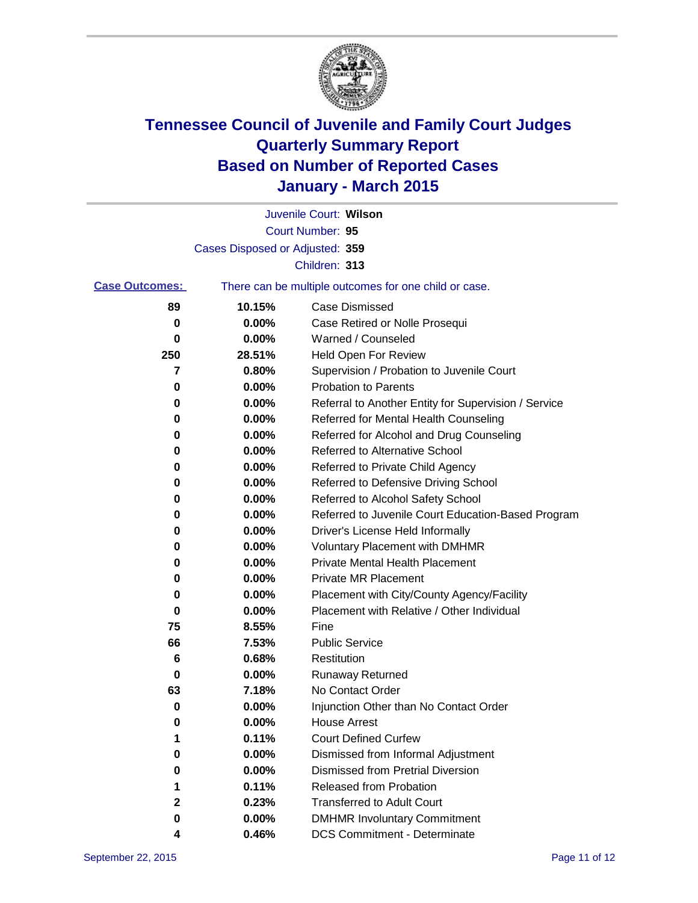# Tennessee Council of Juvenile and Family Court Judges
# Quarterly Summary Report
# Based on Number of Reported Cases
# January - March 2015

Juvenile Court: **Wilson**

Court Number: **95**

Cases Disposed or Adjusted: **359**

Children: **313**

**Case Outcomes:** There can be multiple outcomes for one child or case.

| Count | Percent | Outcome |
|---|---|---|
| 89 | 10.15% | Case Dismissed |
| 0 | 0.00% | Case Retired or Nolle Prosequi |
| 0 | 0.00% | Warned / Counseled |
| 250 | 28.51% | Held Open For Review |
| 7 | 0.80% | Supervision / Probation to Juvenile Court |
| 0 | 0.00% | Probation to Parents |
| 0 | 0.00% | Referral to Another Entity for Supervision / Service |
| 0 | 0.00% | Referred for Mental Health Counseling |
| 0 | 0.00% | Referred for Alcohol and Drug Counseling |
| 0 | 0.00% | Referred to Alternative School |
| 0 | 0.00% | Referred to Private Child Agency |
| 0 | 0.00% | Referred to Defensive Driving School |
| 0 | 0.00% | Referred to Alcohol Safety School |
| 0 | 0.00% | Referred to Juvenile Court Education-Based Program |
| 0 | 0.00% | Driver's License Held Informally |
| 0 | 0.00% | Voluntary Placement with DMHMR |
| 0 | 0.00% | Private Mental Health Placement |
| 0 | 0.00% | Private MR Placement |
| 0 | 0.00% | Placement with City/County Agency/Facility |
| 0 | 0.00% | Placement with Relative / Other Individual |
| 75 | 8.55% | Fine |
| 66 | 7.53% | Public Service |
| 6 | 0.68% | Restitution |
| 0 | 0.00% | Runaway Returned |
| 63 | 7.18% | No Contact Order |
| 0 | 0.00% | Injunction Other than No Contact Order |
| 0 | 0.00% | House Arrest |
| 1 | 0.11% | Court Defined Curfew |
| 0 | 0.00% | Dismissed from Informal Adjustment |
| 0 | 0.00% | Dismissed from Pretrial Diversion |
| 1 | 0.11% | Released from Probation |
| 2 | 0.23% | Transferred to Adult Court |
| 0 | 0.00% | DMHMR Involuntary Commitment |
| 4 | 0.46% | DCS Commitment - Determinate |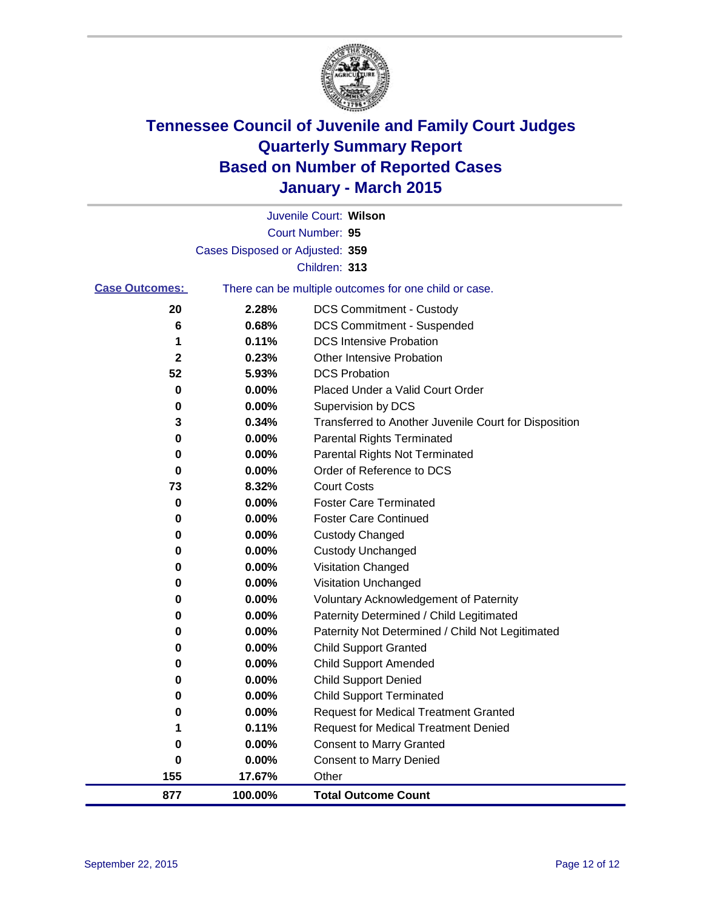# Tennessee Council of Juvenile and Family Court Judges
# Quarterly Summary Report
# Based on Number of Reported Cases
# January - March 2015

Juvenile Court: **Wilson**

Court Number: **95**

Cases Disposed or Adjusted: **359**

Children: **313**

**Case Outcomes:** There can be multiple outcomes for one child or case.

| | | |
|---|---|---|
| **20** | **2.28%** | DCS Commitment - Custody |
| **6** | **0.68%** | DCS Commitment - Suspended |
| **1** | **0.11%** | DCS Intensive Probation |
| **2** | **0.23%** | Other Intensive Probation |
| **52** | **5.93%** | DCS Probation |
| **0** | **0.00%** | Placed Under a Valid Court Order |
| **0** | **0.00%** | Supervision by DCS |
| **3** | **0.34%** | Transferred to Another Juvenile Court for Disposition |
| **0** | **0.00%** | Parental Rights Terminated |
| **0** | **0.00%** | Parental Rights Not Terminated |
| **0** | **0.00%** | Order of Reference to DCS |
| **73** | **8.32%** | Court Costs |
| **0** | **0.00%** | Foster Care Terminated |
| **0** | **0.00%** | Foster Care Continued |
| **0** | **0.00%** | Custody Changed |
| **0** | **0.00%** | Custody Unchanged |
| **0** | **0.00%** | Visitation Changed |
| **0** | **0.00%** | Visitation Unchanged |
| **0** | **0.00%** | Voluntary Acknowledgement of Paternity |
| **0** | **0.00%** | Paternity Determined / Child Legitimated |
| **0** | **0.00%** | Paternity Not Determined / Child Not Legitimated |
| **0** | **0.00%** | Child Support Granted |
| **0** | **0.00%** | Child Support Amended |
| **0** | **0.00%** | Child Support Denied |
| **0** | **0.00%** | Child Support Terminated |
| **0** | **0.00%** | Request for Medical Treatment Granted |
| **1** | **0.11%** | Request for Medical Treatment Denied |
| **0** | **0.00%** | Consent to Marry Granted |
| **0** | **0.00%** | Consent to Marry Denied |
| **155** | **17.67%** | Other |
| **877** | **100.00%** | **Total Outcome Count** |

September 22, 2015